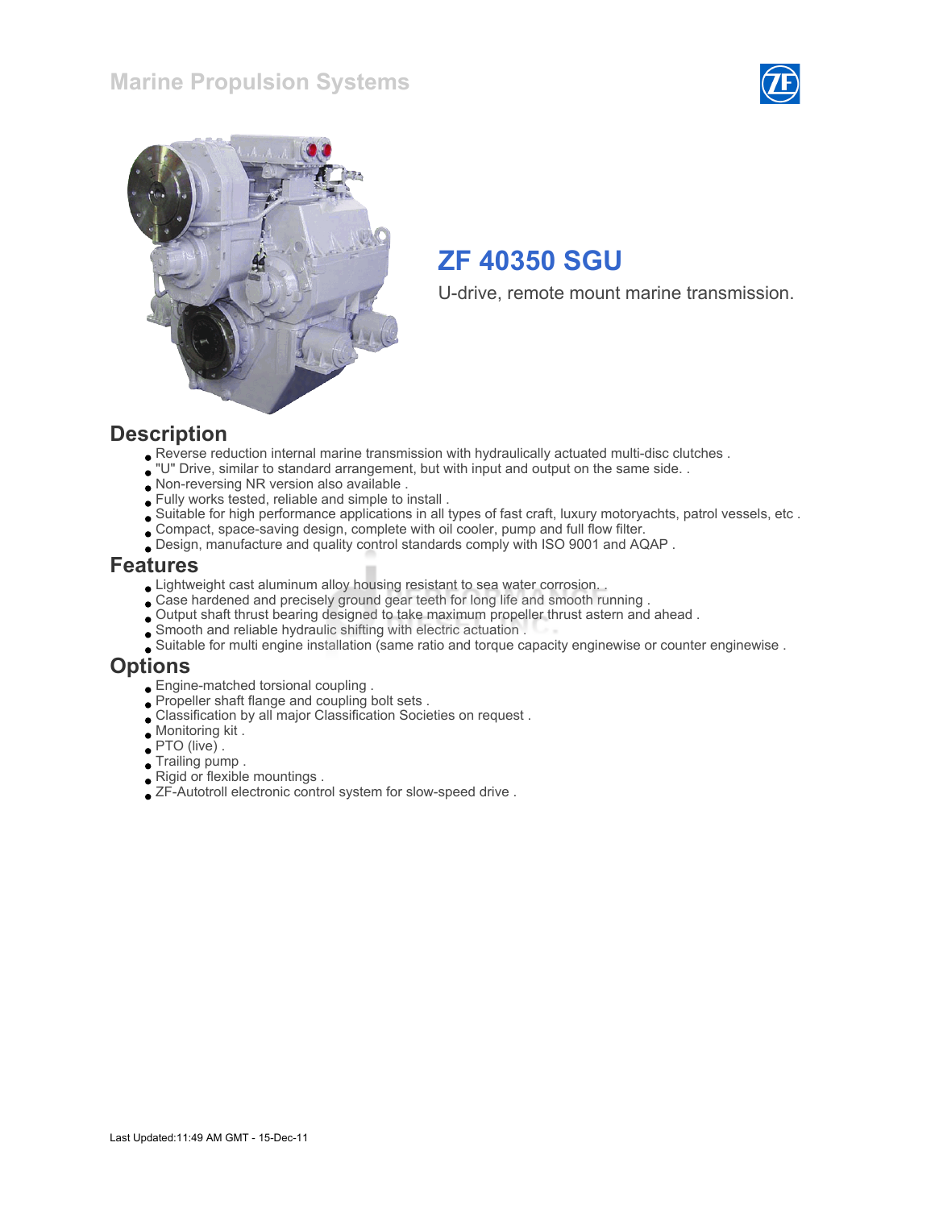# ZF 40350 SGU

U-drive, remote mount marine transmission.

## Description

- Reverse reduction internal marine transmission with hydraulically actuated multi-disc clutches .
- "U" Drive, similar to standard arrangement, but with input and output on the same side. .
- Non-reversing NR version also available .
- Fully works tested, reliable and simple to install .
- Suitable for high performance applications in all types of fast craft, luxury motoryachts, patrol vessels, etc .
- Compact, space-saving design, complete with oil cooler, pump and full flow filter.
- Design, manufacture and quality control standards comply with ISO 9001 and AQAP .

## Features

- Lightweight cast aluminum alloy housing resistant to sea water corrosion. .
- Case hardened and precisely ground gear teeth for long life and smooth running .
- Output shaft thrust bearing designed to take maximum propeller thrust astern and ahead .
- Smooth and reliable hydraulic shifting with electric actuation .
- Suitable for multi engine installation (same ratio and torque capacity enginewise or counter enginewise .

## Options

- Engine-matched torsional coupling .
- Propeller shaft flange and coupling bolt sets .
- Classification by all major Classification Societies on request .
- Monitoring kit .
- PTO (live) .
- Trailing pump .
- Rigid or flexible mountings .
- ZF-Autotroll electronic control system for slow-speed drive .

Last Updated:11:49 AM GMT - 15-Dec-11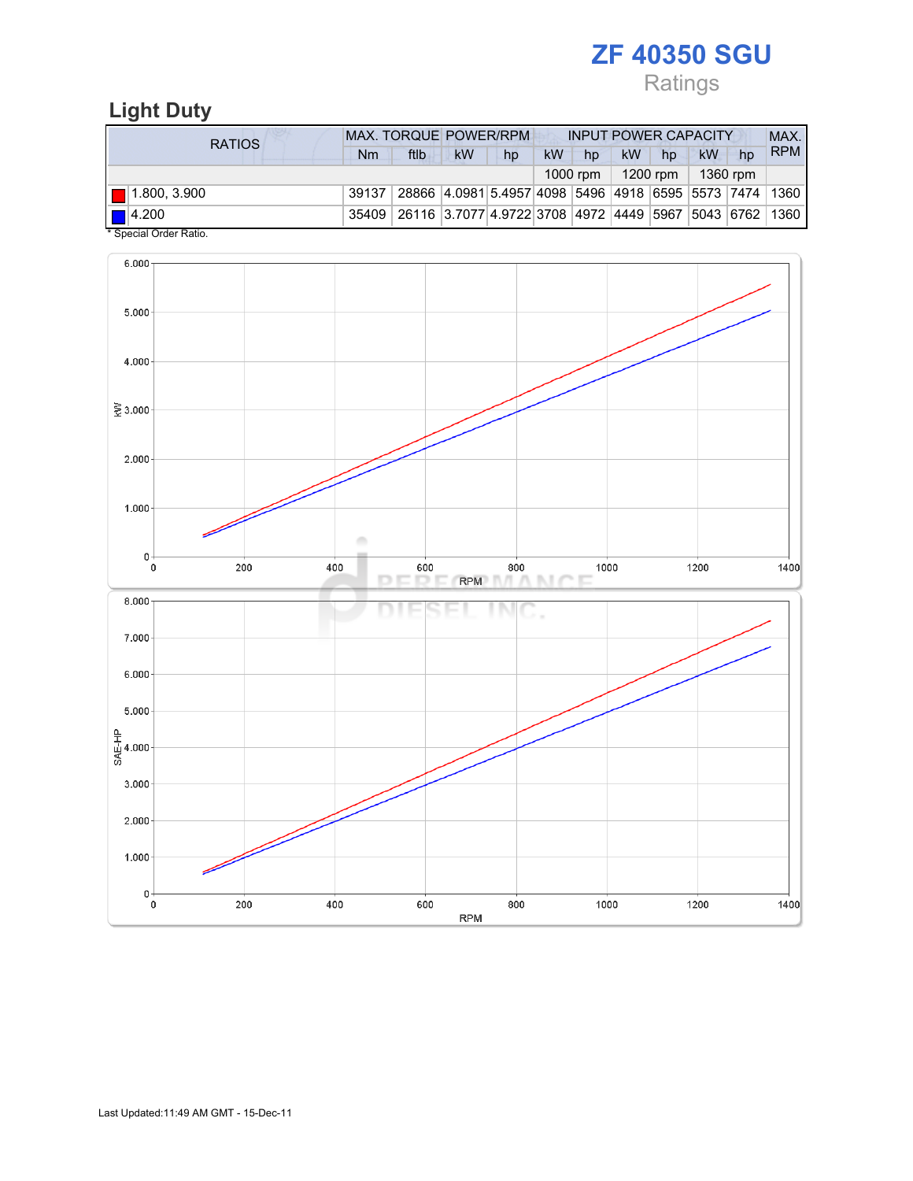# ZF 40350 SGU

Ratings

## Light Duty

| RATIOS | MAX. TORQUE | | POWER/RPM | | INPUT POWER CAPACITY | | | | | | MAX. RPM |
|---|---|---|---|---|---|---|---|---|---|---|---|
| | Nm | ftlb | kW | hp | kW | hp | kW | hp | kW | hp | |
| | | | | | 1000 rpm | | 1200 rpm | | 1360 rpm | | |
| 1.800, 3.900 | 39137 | 28866 | 4.0981 | 5.4957 | 4098 | 5496 | 4918 | 6595 | 5573 | 7474 | 1360 |
| 4.200 | 35409 | 26116 | 3.7077 | 4.9722 | 3708 | 4972 | 4449 | 5967 | 5043 | 6762 | 1360 |

* Special Order Ratio.

Last Updated:11:49 AM GMT - 15-Dec-11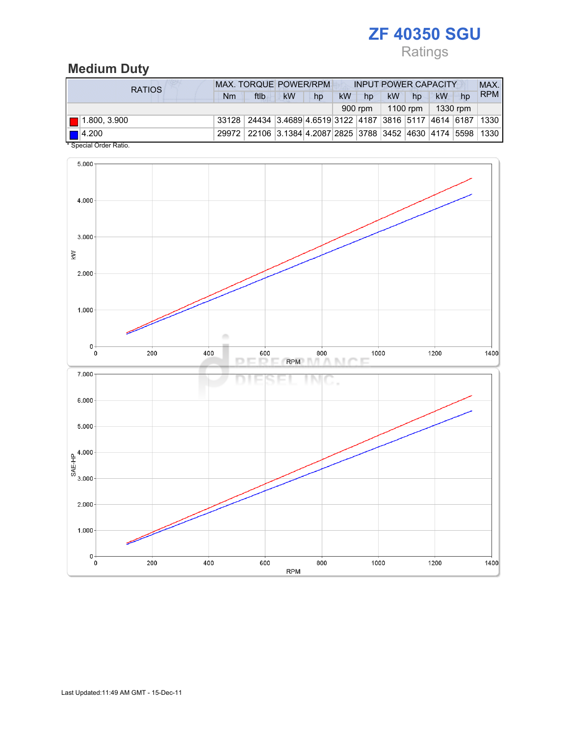# ZF 40350 SGU

Ratings

## Medium Duty

| RATIOS | MAX. TORQUE | | POWER/RPM | | INPUT POWER CAPACITY | | | | | | MAX. RPM |
|---|---|---|---|---|---|---|---|---|---|---|---|
| | Nm | ftlb | kW | hp | kW | hp | kW | hp | kW | hp | |
| | | | | | 900 rpm | | 1100 rpm | | 1330 rpm | | |
| 1.800, 3.900 | 33128 | 24434 | 3.4689 | 4.6519 | 3122 | 4187 | 3816 | 5117 | 4614 | 6187 | 1330 |
| 4.200 | 29972 | 22106 | 3.1384 | 4.2087 | 2825 | 3788 | 3452 | 4630 | 4174 | 5598 | 1330 |

* Special Order Ratio.

Last Updated:11:49 AM GMT - 15-Dec-11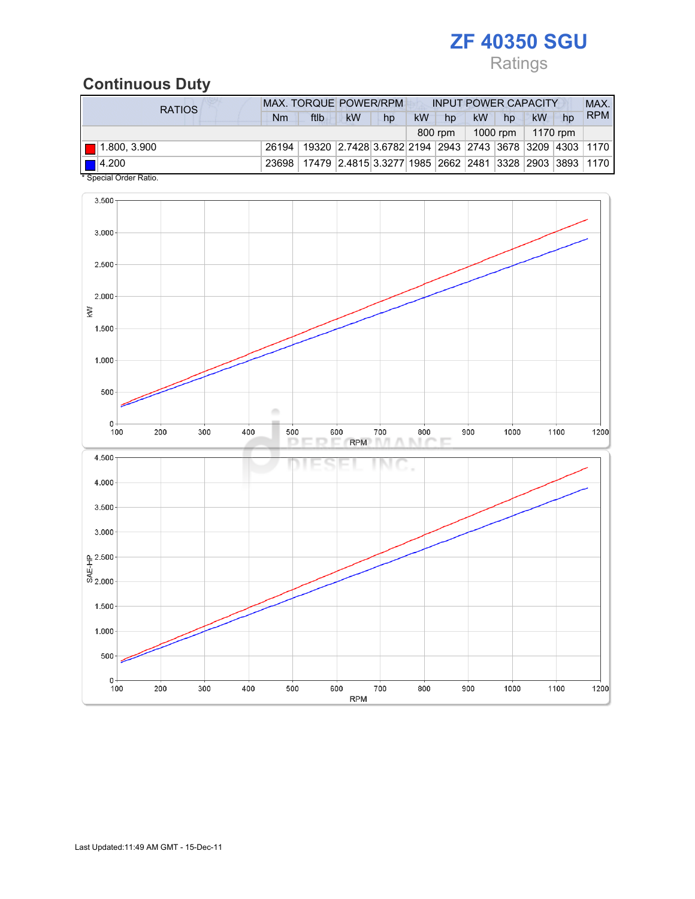# ZF 40350 SGU

Ratings

## Continuous Duty

| RATIOS | MAX. TORQUE | | POWER/RPM | | INPUT POWER CAPACITY | | | | | | MAX. RPM |
|---|---|---|---|---|---|---|---|---|---|---|---|
| | Nm | ftlb | kW | hp | kW | hp | kW | hp | kW | hp | |
| | | | | | 800 rpm | | 1000 rpm | | 1170 rpm | | |
| 1.800, 3.900 | 26194 | 19320 | 2.7428 | 3.6782 | 2194 | 2943 | 2743 | 3678 | 3209 | 4303 | 1170 |
| 4.200 | 23698 | 17479 | 2.4815 | 3.3277 | 1985 | 2662 | 2481 | 3328 | 2903 | 3893 | 1170 |

\* Special Order Ratio.

Last Updated:11:49 AM GMT - 15-Dec-11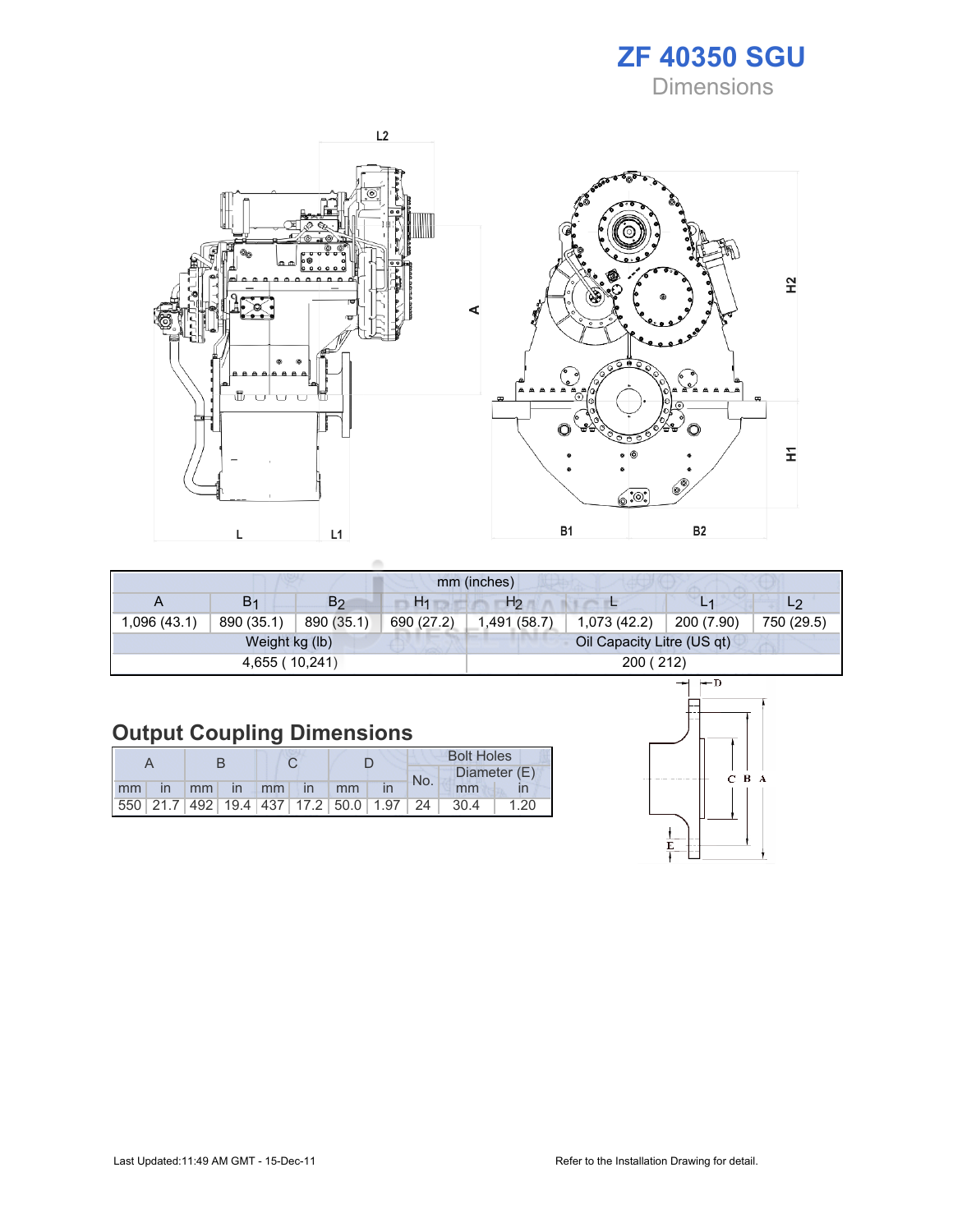# ZF 40350 SGU

Dimensions

| mm (inches) | | | | | | | |
|---|---|---|---|---|---|---|---|
| A | $B_1$ | $B_2$ | $H_1$ | $H_2$ | L | $L_1$ | $L_2$ |
| 1,096 (43.1) | 890 (35.1) | 890 (35.1) | 690 (27.2) | 1,491 (58.7) | 1,073 (42.2) | 200 (7.90) | 750 (29.5) |
| Weight kg (lb) | | | | Oil Capacity Litre (US qt) | | | |
| 4,655 ( 10,241) | | | | 200 ( 212) | | | |

## Output Coupling Dimensions

| A | | B | | C | | D | | Bolt Holes | | |
|---|---|---|---|---|---|---|---|---|---|---|
| | | | | | | | | No. | Diameter (E) | |
| mm | in | mm | in | mm | in | mm | in | | mm | in |
| 550 | 21.7 | 492 | 19.4 | 437 | 17.2 | 50.0 | 1.97 | 24 | 30.4 | 1.20 |

Last Updated:11:49 AM GMT - 15-Dec-11

Refer to the Installation Drawing for detail.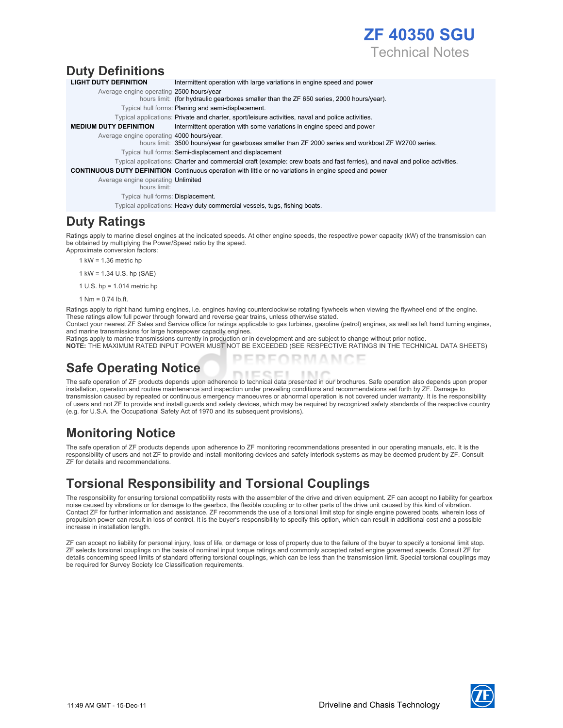# ZF 40350 SGU

Technical Notes

## Duty Definitions

| | |
|---|---|
| **LIGHT DUTY DEFINITION** | Intermittent operation with large variations in engine speed and power |
| Average engine operating hours limit: | 2500 hours/year (for hydraulic gearboxes smaller than the ZF 650 series, 2000 hours/year). |
| Typical hull forms: | Planing and semi-displacement. |
| Typical applications: | Private and charter, sport/leisure activities, naval and police activities. |
| **MEDIUM DUTY DEFINITION** | Intermittent operation with some variations in engine speed and power |
| Average engine operating hours limit: | 4000 hours/year. 3500 hours/year for gearboxes smaller than ZF 2000 series and workboat ZF W2700 series. |
| Typical hull forms: | Semi-displacement and displacement |
| Typical applications: | Charter and commercial craft (example: crew boats and fast ferries), and naval and police activities. |
| **CONTINUOUS DUTY DEFINITION** | Continuous operation with little or no variations in engine speed and power |
| Average engine operating hours limit: | Unlimited |
| Typical hull forms: | Displacement. |
| Typical applications: | Heavy duty commercial vessels, tugs, fishing boats. |

## Duty Ratings

Ratings apply to marine diesel engines at the indicated speeds. At other engine speeds, the respective power capacity (kW) of the transmission can be obtained by multiplying the Power/Speed ratio by the speed.
Approximate conversion factors:

1 kW = 1.36 metric hp

1 kW = 1.34 U.S. hp (SAE)

1 U.S. hp = 1.014 metric hp

1 Nm = 0.74 lb.ft.

Ratings apply to right hand turning engines, i.e. engines having counterclockwise rotating flywheels when viewing the flywheel end of the engine.
These ratings allow full power through forward and reverse gear trains, unless otherwise stated.
Contact your nearest ZF Sales and Service office for ratings applicable to gas turbines, gasoline (petrol) engines, as well as left hand turning engines, and marine transmissions for large horsepower capacity engines.
Ratings apply to marine transmissions currently in production or in development and are subject to change without prior notice.
**NOTE:** THE MAXIMUM RATED INPUT POWER MUST NOT BE EXCEEDED (SEE RESPECTIVE RATINGS IN THE TECHNICAL DATA SHEETS)

## Safe Operating Notice

The safe operation of ZF products depends upon adherence to technical data presented in our brochures. Safe operation also depends upon proper installation, operation and routine maintenance and inspection under prevailing conditions and recommendations set forth by ZF. Damage to transmission caused by repeated or continuous emergency manoeuvres or abnormal operation is not covered under warranty. It is the responsibility of users and not ZF to provide and install guards and safety devices, which may be required by recognized safety standards of the respective country (e.g. for U.S.A. the Occupational Safety Act of 1970 and its subsequent provisions).

## Monitoring Notice

The safe operation of ZF products depends upon adherence to ZF monitoring recommendations presented in our operating manuals, etc. It is the responsibility of users and not ZF to provide and install monitoring devices and safety interlock systems as may be deemed prudent by ZF. Consult ZF for details and recommendations.

## Torsional Responsibility and Torsional Couplings

The responsibility for ensuring torsional compatibility rests with the assembler of the drive and driven equipment. ZF can accept no liability for gearbox noise caused by vibrations or for damage to the gearbox, the flexible coupling or to other parts of the drive unit caused by this kind of vibration. Contact ZF for further information and assistance. ZF recommends the use of a torsional limit stop for single engine powered boats, wherein loss of propulsion power can result in loss of control. It is the buyer's responsibility to specify this option, which can result in additional cost and a possible increase in installation length.

ZF can accept no liability for personal injury, loss of life, or damage or loss of property due to the failure of the buyer to specify a torsional limit stop. ZF selects torsional couplings on the basis of nominal input torque ratings and commonly accepted rated engine governed speeds. Consult ZF for details concerning speed limits of standard offering torsional couplings, which can be less than the transmission limit. Special torsional couplings may be required for Survey Society Ice Classification requirements.

11:49 AM GMT - 15-Dec-11

Driveline and Chasis Technology